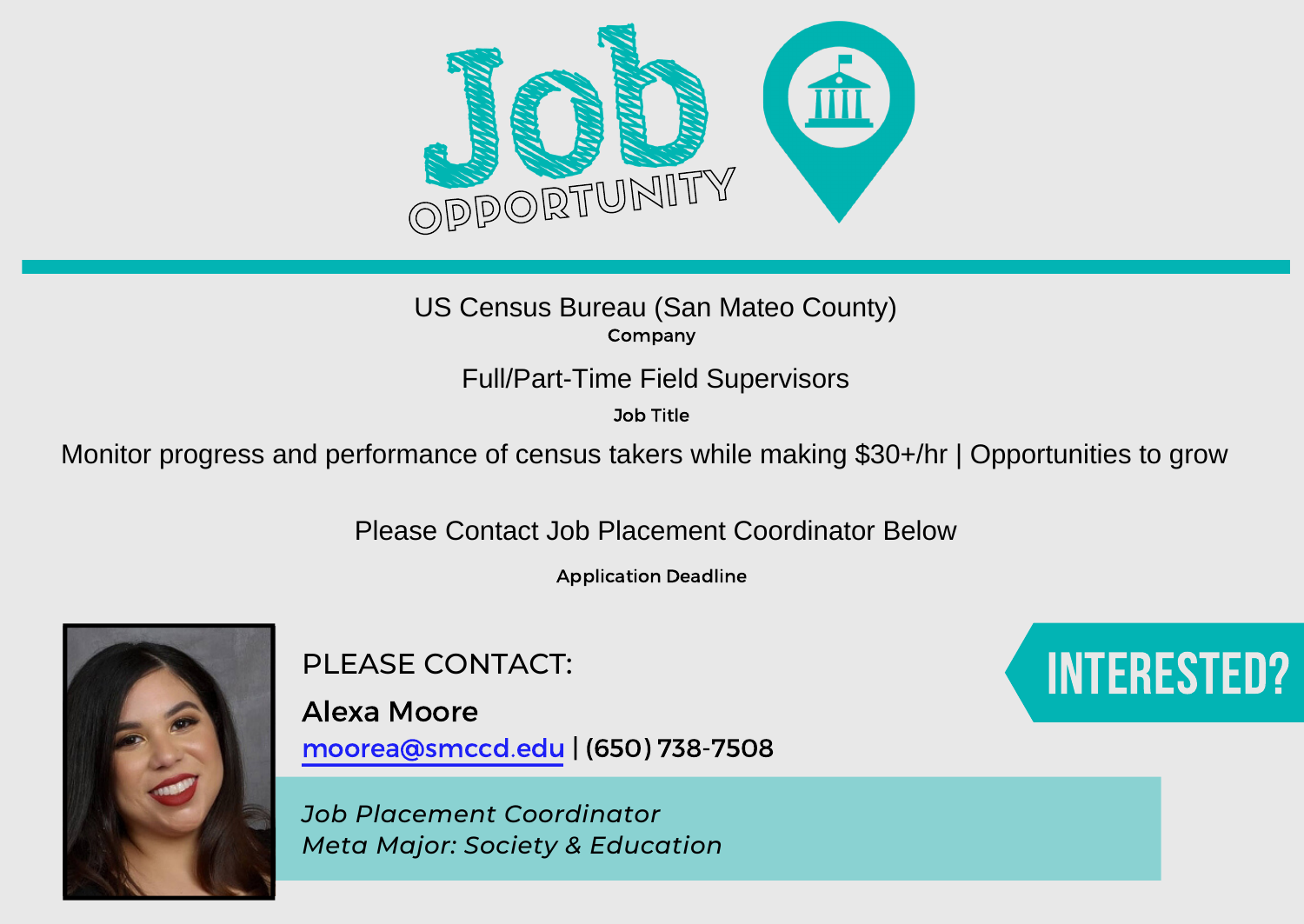# Job OPPORTUNITY

US Census Bureau (San Mateo County)

Company

Full/Part-Time Field Supervisors

Job Title

Monitor progress and performance of census takers while making $30+/hr | Opportunities to grow

Please Contact Job Placement Coordinator Below

Application Deadline

PLEASE CONTACT:

**Alexa Moore**

moorea@smccd.edu | (650) 738-7508

*Job Placement Coordinator*
*Meta Major: Society & Education*

INTERESTED?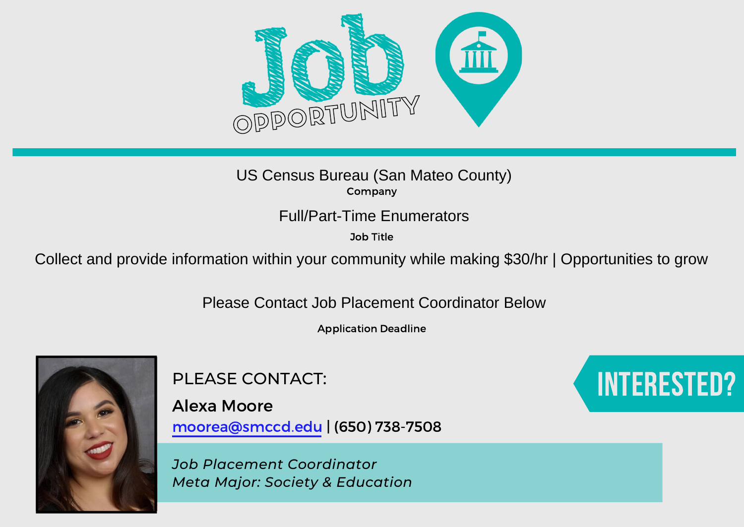# Job OPPORTUNITY

US Census Bureau (San Mateo County)

**Company**

Full/Part-Time Enumerators

**Job Title**

Collect and provide information within your community while making $30/hr | Opportunities to grow

Please Contact Job Placement Coordinator Below

**Application Deadline**

PLEASE CONTACT:

**Alexa Moore**

moorea@smccd.edu | (650) 738-7508

*Job Placement Coordinator*
*Meta Major: Society & Education*

INTERESTED?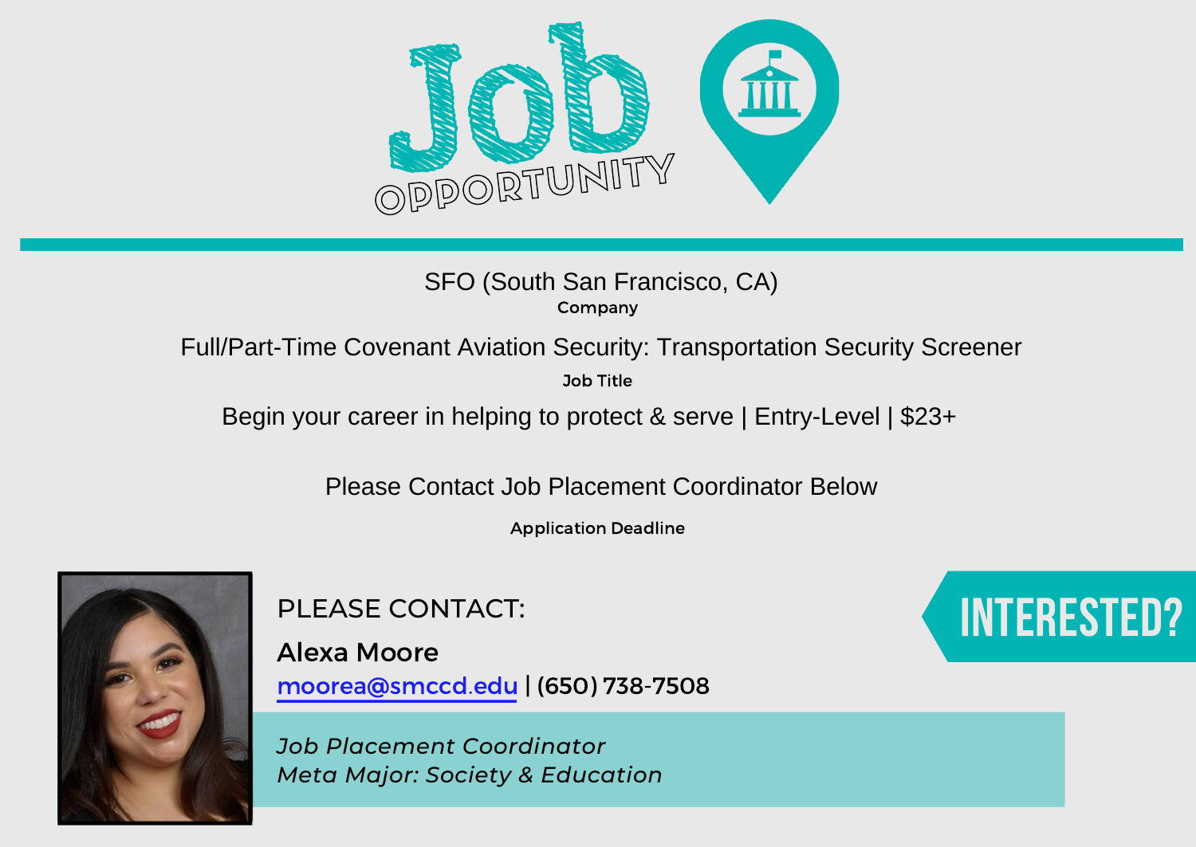# Job OPPORTUNITY

SFO (South San Francisco, CA)

**Company**

Full/Part-Time Covenant Aviation Security: Transportation Security Screener

**Job Title**

Begin your career in helping to protect & serve | Entry-Level | $23+

Please Contact Job Placement Coordinator Below

**Application Deadline**

PLEASE CONTACT:

**Alexa Moore**

moorea@smccd.edu | (650) 738-7508

*Job Placement Coordinator*
*Meta Major: Society & Education*

INTERESTED?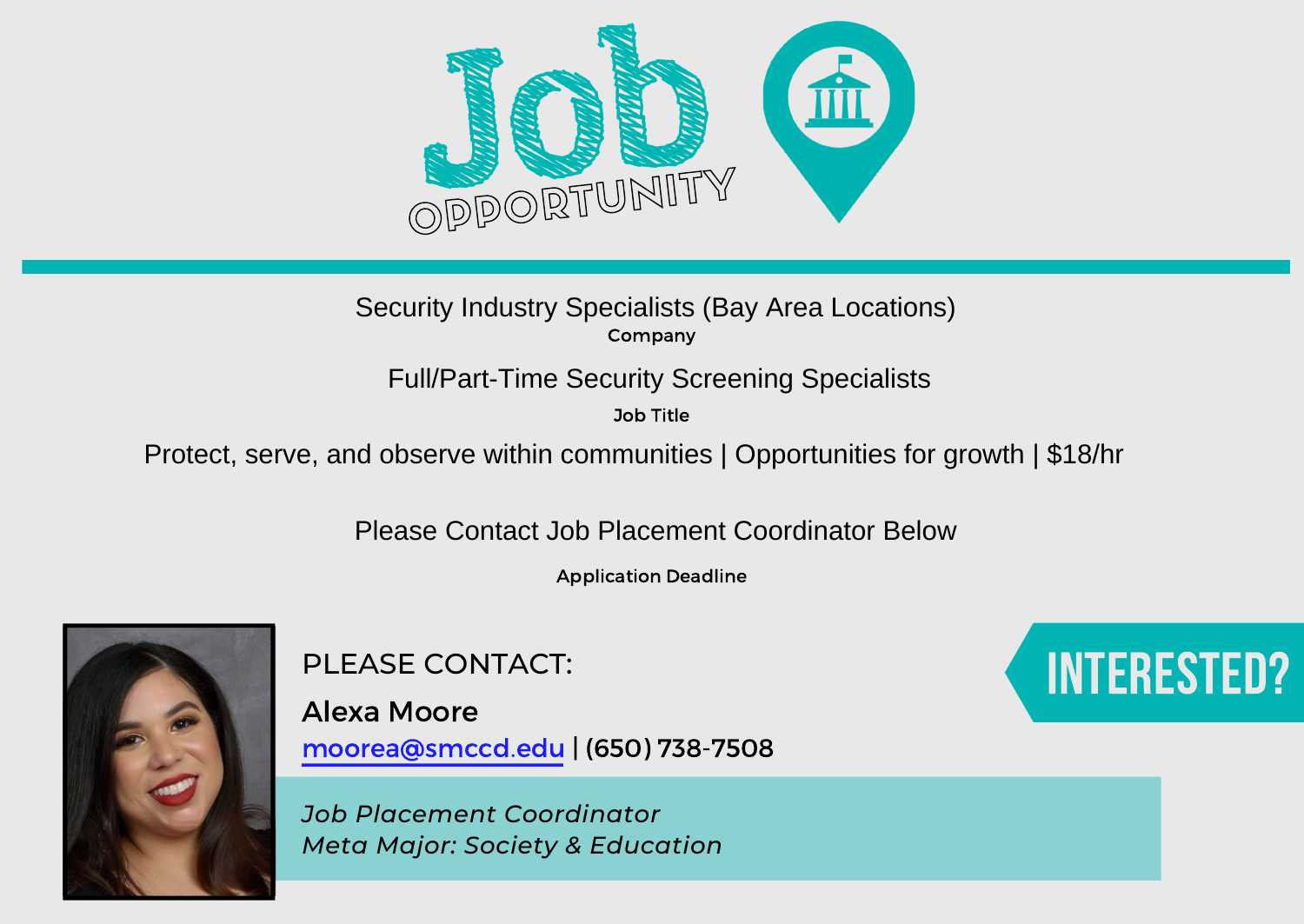# Job OPPORTUNITY

Security Industry Specialists (Bay Area Locations)

**Company**

Full/Part-Time Security Screening Specialists

**Job Title**

Protect, serve, and observe within communities | Opportunities for growth | $18/hr

Please Contact Job Placement Coordinator Below

**Application Deadline**

PLEASE CONTACT:

**Alexa Moore**

moorea@smccd.edu | (650) 738-7508

*Job Placement Coordinator*
*Meta Major: Society & Education*

INTERESTED?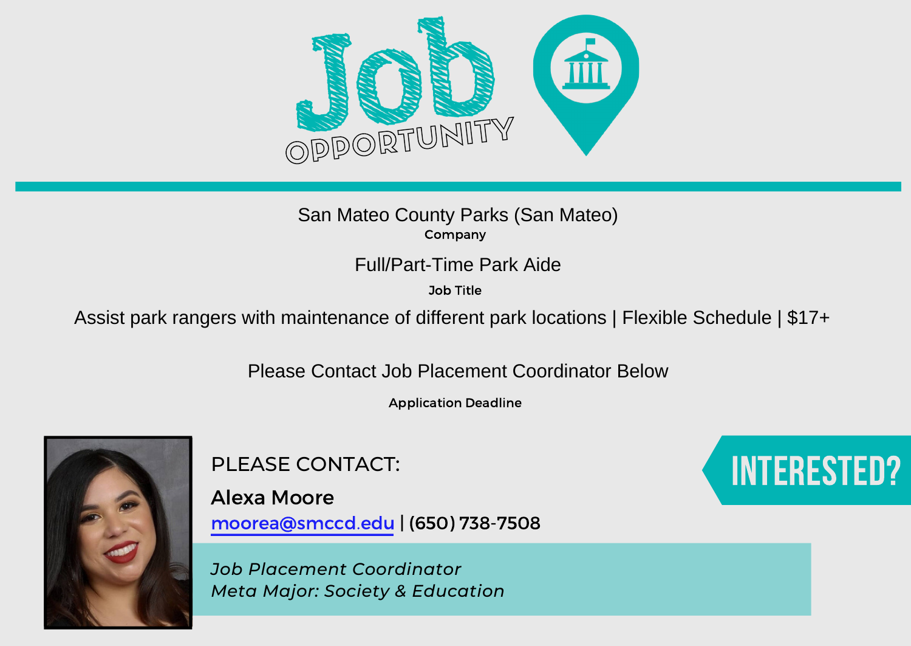# Job OPPORTUNITY

San Mateo County Parks (San Mateo)

**Company**

Full/Part-Time Park Aide

**Job Title**

Assist park rangers with maintenance of different park locations | Flexible Schedule | $17+

Please Contact Job Placement Coordinator Below

**Application Deadline**

PLEASE CONTACT:

**Alexa Moore**

moorea@smccd.edu | (650) 738-7508

*Job Placement Coordinator*
*Meta Major: Society & Education*

INTERESTED?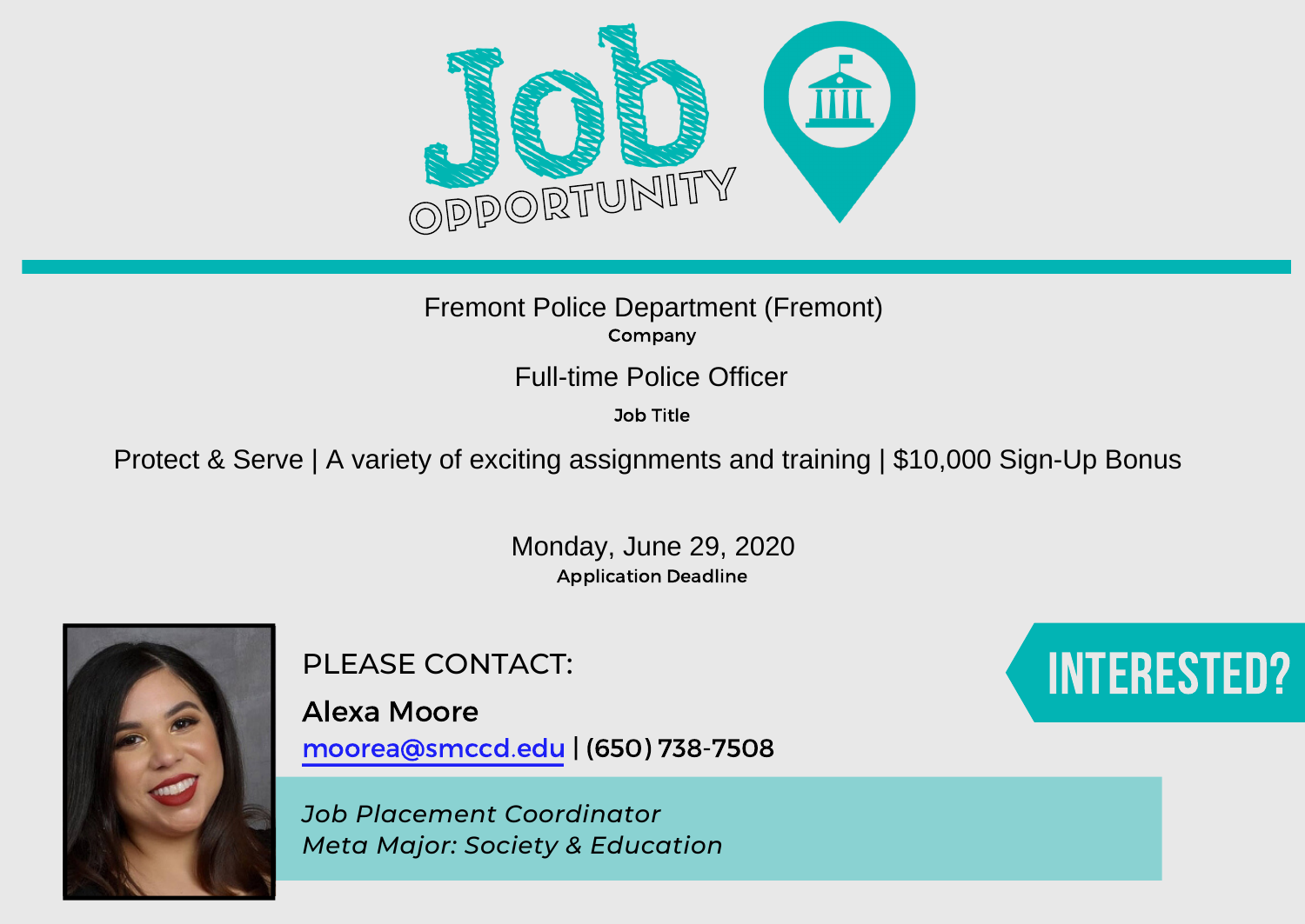# Job OPPORTUNITY

Fremont Police Department (Fremont)

**Company**

Full-time Police Officer

**Job Title**

Protect & Serve | A variety of exciting assignments and training | $10,000 Sign-Up Bonus

Monday, June 29, 2020

**Application Deadline**

PLEASE CONTACT:

**Alexa Moore**

moorea@smccd.edu | (650) 738-7508

*Job Placement Coordinator*
*Meta Major: Society & Education*

INTERESTED?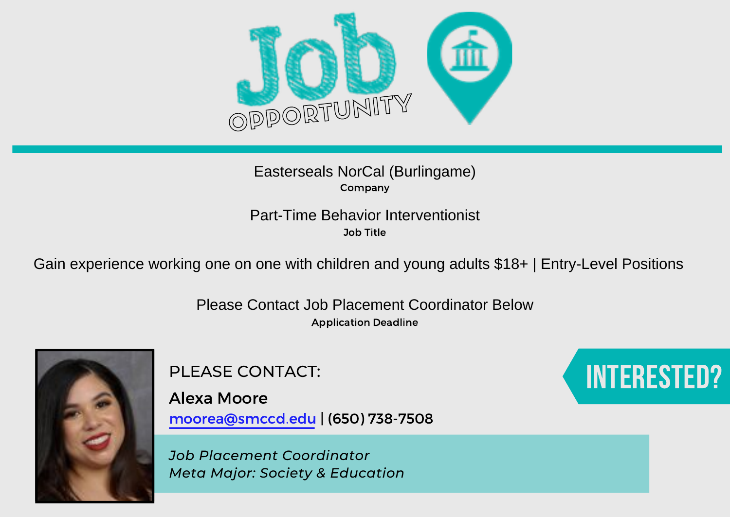# Job Opportunity

Easterseals NorCal (Burlingame)
**Company**

Part-Time Behavior Interventionist
**Job Title**

Gain experience working one on one with children and young adults $18+ | Entry-Level Positions

Please Contact Job Placement Coordinator Below
**Application Deadline**

**INTERESTED?**

PLEASE CONTACT:

**Alexa Moore**
moorea@smccd.edu | (650) 738-7508

*Job Placement Coordinator*
*Meta Major: Society & Education*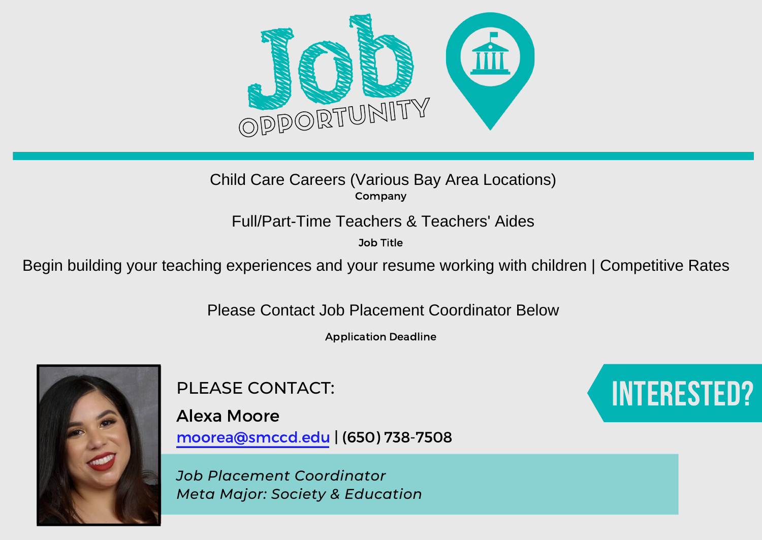# Job Opportunity

Child Care Careers (Various Bay Area Locations)

**Company**

Full/Part-Time Teachers & Teachers' Aides

**Job Title**

Begin building your teaching experiences and your resume working with children | Competitive Rates

Please Contact Job Placement Coordinator Below

**Application Deadline**

PLEASE CONTACT:

**Alexa Moore**

moorea@smccd.edu | (650) 738-7508

*Job Placement Coordinator*
*Meta Major: Society & Education*

INTERESTED?